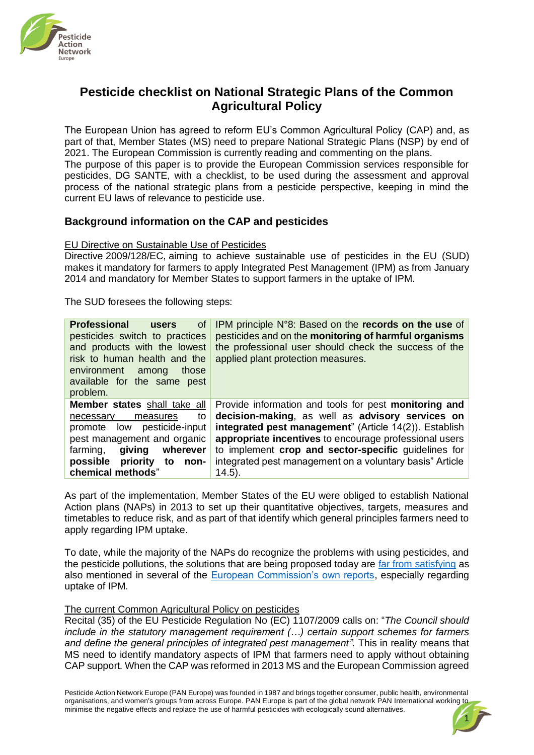# Pesticide checklist on National Strategic Plans of the Common Agricultural Policy

The European Union has agreed to reform EU's Common Agricultural Policy (CAP) and, as part of that, Member States (MS) need to prepare National Strategic Plans (NSP) by end of 2021. The European Commission is currently reading and commenting on the plans.
The purpose of this paper is to provide the European Commission services responsible for pesticides, DG SANTE, with a checklist, to be used during the assessment and approval process of the national strategic plans from a pesticide perspective, keeping in mind the current EU laws of relevance to pesticide use.

## Background information on the CAP and pesticides

EU Directive on Sustainable Use of Pesticides
Directive 2009/128/EC, aiming to achieve sustainable use of pesticides in the EU (SUD) makes it mandatory for farmers to apply Integrated Pest Management (IPM) as from January 2014 and mandatory for Member States to support farmers in the uptake of IPM.

The SUD foresees the following steps:

| | |
|---|---|
| **Professional users** of pesticides switch to practices and products with the lowest risk to human health and the environment among those available for the same pest problem. | IPM principle N°8: Based on the **records on the use** of pesticides and on the **monitoring of harmful organisms** the professional user should check the success of the applied plant protection measures. |
| **Member states** shall take all necessary measures to promote low pesticide-input pest management and organic farming, **giving wherever possible priority to non-chemical methods**" | Provide information and tools for pest **monitoring and decision-making**, as well as **advisory services on integrated pest management**" (Article 14(2)). Establish **appropriate incentives** to encourage professional users to implement **crop and sector-specific** guidelines for integrated pest management on a voluntary basis" Article 14.5). |

As part of the implementation, Member States of the EU were obliged to establish National Action plans (NAPs) in 2013 to set up their quantitative objectives, targets, measures and timetables to reduce risk, and as part of that identify which general principles farmers need to apply regarding IPM uptake.

To date, while the majority of the NAPs do recognize the problems with using pesticides, and the pesticide pollutions, the solutions that are being proposed today are far from satisfying as also mentioned in several of the European Commission's own reports, especially regarding uptake of IPM.

The current Common Agricultural Policy on pesticides
Recital (35) of the EU Pesticide Regulation No (EC) 1107/2009 calls on: "*The Council should include in the statutory management requirement (…) certain support schemes for farmers and define the general principles of integrated pest management".* This in reality means that MS need to identify mandatory aspects of IPM that farmers need to apply without obtaining CAP support. When the CAP was reformed in 2013 MS and the European Commission agreed

Pesticide Action Network Europe (PAN Europe) was founded in 1987 and brings together consumer, public health, environmental organisations, and women's groups from across Europe. PAN Europe is part of the global network PAN International working to minimise the negative effects and replace the use of harmful pesticides with ecologically sound alternatives.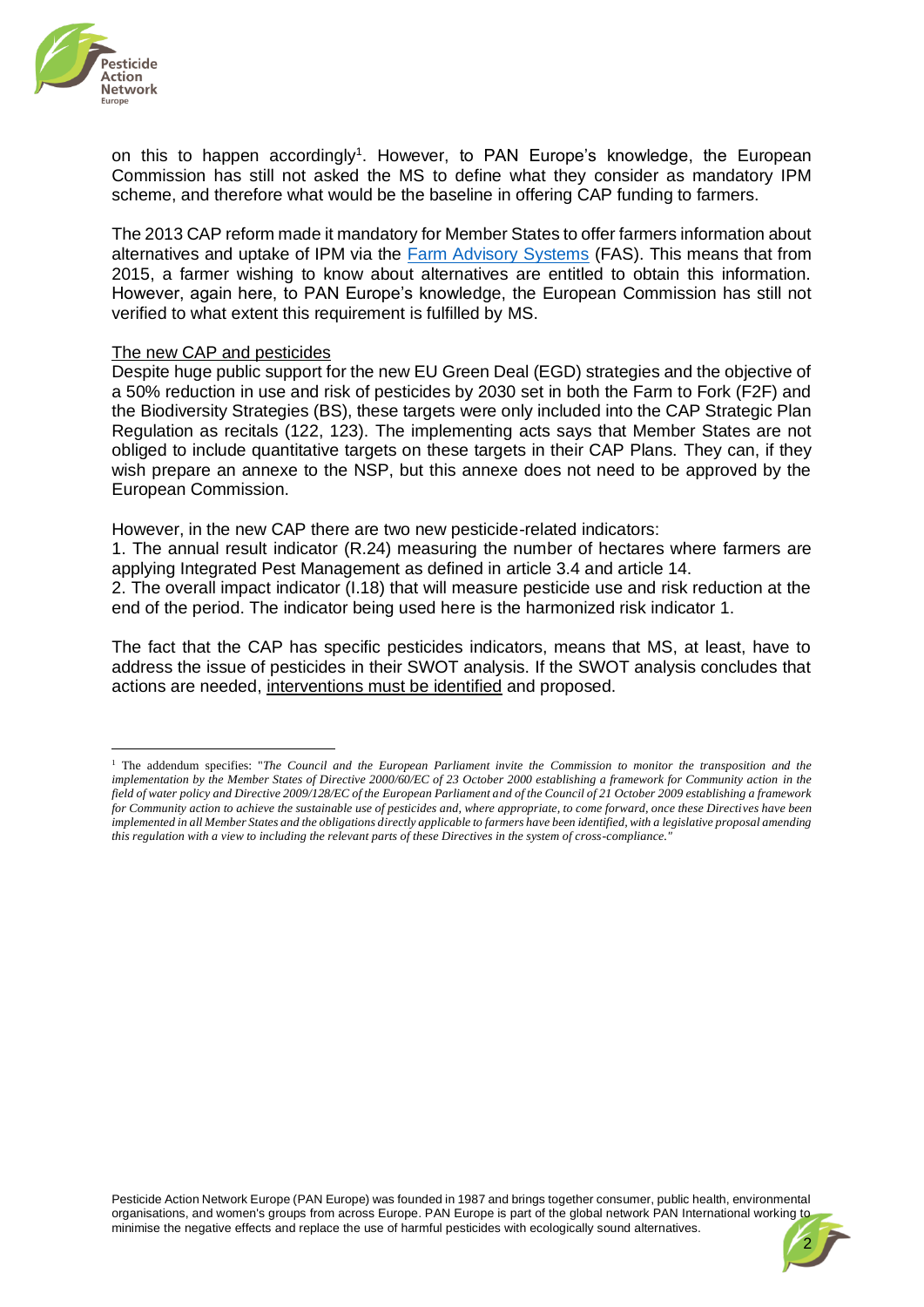on this to happen accordingly[1]. However, to PAN Europe's knowledge, the European Commission has still not asked the MS to define what they consider as mandatory IPM scheme, and therefore what would be the baseline in offering CAP funding to farmers.

The 2013 CAP reform made it mandatory for Member States to offer farmers information about alternatives and uptake of IPM via the [Farm Advisory Systems](#) (FAS). This means that from 2015, a farmer wishing to know about alternatives are entitled to obtain this information. However, again here, to PAN Europe's knowledge, the European Commission has still not verified to what extent this requirement is fulfilled by MS.

## The new CAP and pesticides

Despite huge public support for the new EU Green Deal (EGD) strategies and the objective of a 50% reduction in use and risk of pesticides by 2030 set in both the Farm to Fork (F2F) and the Biodiversity Strategies (BS), these targets were only included into the CAP Strategic Plan Regulation as recitals (122, 123). The implementing acts says that Member States are not obliged to include quantitative targets on these targets in their CAP Plans. They can, if they wish prepare an annexe to the NSP, but this annexe does not need to be approved by the European Commission.

However, in the new CAP there are two new pesticide-related indicators:

1. The annual result indicator (R.24) measuring the number of hectares where farmers are applying Integrated Pest Management as defined in article 3.4 and article 14.
2. The overall impact indicator (I.18) that will measure pesticide use and risk reduction at the end of the period. The indicator being used here is the harmonized risk indicator 1.

The fact that the CAP has specific pesticides indicators, means that MS, at least, have to address the issue of pesticides in their SWOT analysis. If the SWOT analysis concludes that actions are needed, interventions must be identified and proposed.

---

[1] The addendum specifies: "*The Council and the European Parliament invite the Commission to monitor the transposition and the implementation by the Member States of Directive 2000/60/EC of 23 October 2000 establishing a framework for Community action in the field of water policy and Directive 2009/128/EC of the European Parliament and of the Council of 21 October 2009 establishing a framework for Community action to achieve the sustainable use of pesticides and, where appropriate, to come forward, once these Directives have been implemented in all Member States and the obligations directly applicable to farmers have been identified, with a legislative proposal amending this regulation with a view to including the relevant parts of these Directives in the system of cross-compliance.*"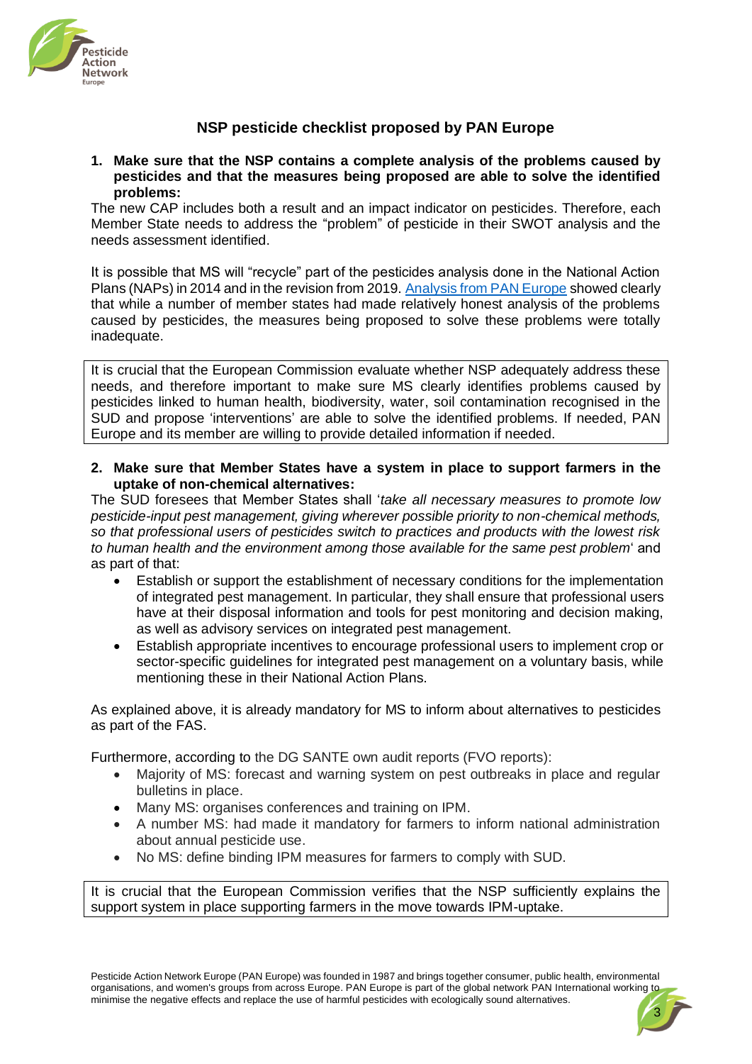## NSP pesticide checklist proposed by PAN Europe

**1. Make sure that the NSP contains a complete analysis of the problems caused by pesticides and that the measures being proposed are able to solve the identified problems:**

The new CAP includes both a result and an impact indicator on pesticides. Therefore, each Member State needs to address the "problem" of pesticide in their SWOT analysis and the needs assessment identified.

It is possible that MS will "recycle" part of the pesticides analysis done in the National Action Plans (NAPs) in 2014 and in the revision from 2019. Analysis from PAN Europe showed clearly that while a number of member states had made relatively honest analysis of the problems caused by pesticides, the measures being proposed to solve these problems were totally inadequate.

> It is crucial that the European Commission evaluate whether NSP adequately address these needs, and therefore important to make sure MS clearly identifies problems caused by pesticides linked to human health, biodiversity, water, soil contamination recognised in the SUD and propose 'interventions' are able to solve the identified problems. If needed, PAN Europe and its member are willing to provide detailed information if needed.

**2. Make sure that Member States have a system in place to support farmers in the uptake of non-chemical alternatives:**

The SUD foresees that Member States shall '*take all necessary measures to promote low pesticide-input pest management, giving wherever possible priority to non-chemical methods, so that professional users of pesticides switch to practices and products with the lowest risk to human health and the environment among those available for the same pest problem*' and as part of that:

- Establish or support the establishment of necessary conditions for the implementation of integrated pest management. In particular, they shall ensure that professional users have at their disposal information and tools for pest monitoring and decision making, as well as advisory services on integrated pest management.
- Establish appropriate incentives to encourage professional users to implement crop or sector-specific guidelines for integrated pest management on a voluntary basis, while mentioning these in their National Action Plans.

As explained above, it is already mandatory for MS to inform about alternatives to pesticides as part of the FAS.

Furthermore, according to the DG SANTE own audit reports (FVO reports):

- Majority of MS: forecast and warning system on pest outbreaks in place and regular bulletins in place.
- Many MS: organises conferences and training on IPM.
- A number MS: had made it mandatory for farmers to inform national administration about annual pesticide use.
- No MS: define binding IPM measures for farmers to comply with SUD.

> It is crucial that the European Commission verifies that the NSP sufficiently explains the support system in place supporting farmers in the move towards IPM-uptake.

Pesticide Action Network Europe (PAN Europe) was founded in 1987 and brings together consumer, public health, environmental organisations, and women's groups from across Europe. PAN Europe is part of the global network PAN International working to minimise the negative effects and replace the use of harmful pesticides with ecologically sound alternatives.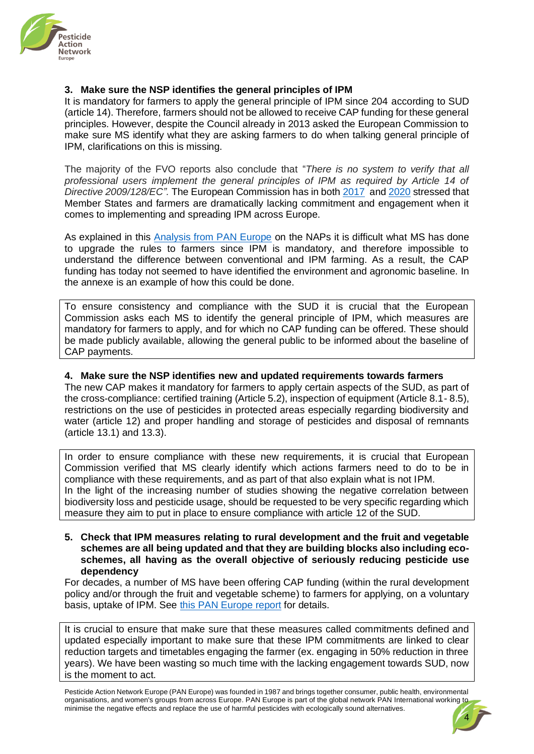### 3. Make sure the NSP identifies the general principles of IPM

It is mandatory for farmers to apply the general principle of IPM since 204 according to SUD (article 14). Therefore, farmers should not be allowed to receive CAP funding for these general principles. However, despite the Council already in 2013 asked the European Commission to make sure MS identify what they are asking farmers to do when talking general principle of IPM, clarifications on this is missing.

The majority of the FVO reports also conclude that "*There is no system to verify that all professional users implement the general principles of IPM as required by Article 14 of Directive 2009/128/EC".* The European Commission has in both 2017 and 2020 stressed that Member States and farmers are dramatically lacking commitment and engagement when it comes to implementing and spreading IPM across Europe.

As explained in this Analysis from PAN Europe on the NAPs it is difficult what MS has done to upgrade the rules to farmers since IPM is mandatory, and therefore impossible to understand the difference between conventional and IPM farming. As a result, the CAP funding has today not seemed to have identified the environment and agronomic baseline. In the annexe is an example of how this could be done.

> To ensure consistency and compliance with the SUD it is crucial that the European Commission asks each MS to identify the general principle of IPM, which measures are mandatory for farmers to apply, and for which no CAP funding can be offered. These should be made publicly available, allowing the general public to be informed about the baseline of CAP payments.

### 4. Make sure the NSP identifies new and updated requirements towards farmers

The new CAP makes it mandatory for farmers to apply certain aspects of the SUD, as part of the cross-compliance: certified training (Article 5.2), inspection of equipment (Article 8.1- 8.5), restrictions on the use of pesticides in protected areas especially regarding biodiversity and water (article 12) and proper handling and storage of pesticides and disposal of remnants (article 13.1) and 13.3).

> In order to ensure compliance with these new requirements, it is crucial that European Commission verified that MS clearly identify which actions farmers need to do to be in compliance with these requirements, and as part of that also explain what is not IPM.
> In the light of the increasing number of studies showing the negative correlation between biodiversity loss and pesticide usage, should be requested to be very specific regarding which measure they aim to put in place to ensure compliance with article 12 of the SUD.

### 5. Check that IPM measures relating to rural development and the fruit and vegetable schemes are all being updated and that they are building blocks also including eco-schemes, all having as the overall objective of seriously reducing pesticide use dependency

For decades, a number of MS have been offering CAP funding (within the rural development policy and/or through the fruit and vegetable scheme) to farmers for applying, on a voluntary basis, uptake of IPM. See this PAN Europe report for details.

> It is crucial to ensure that make sure that these measures called commitments defined and updated especially important to make sure that these IPM commitments are linked to clear reduction targets and timetables engaging the farmer (ex. engaging in 50% reduction in three years). We have been wasting so much time with the lacking engagement towards SUD, now is the moment to act.

Pesticide Action Network Europe (PAN Europe) was founded in 1987 and brings together consumer, public health, environmental organisations, and women's groups from across Europe. PAN Europe is part of the global network PAN International working to minimise the negative effects and replace the use of harmful pesticides with ecologically sound alternatives.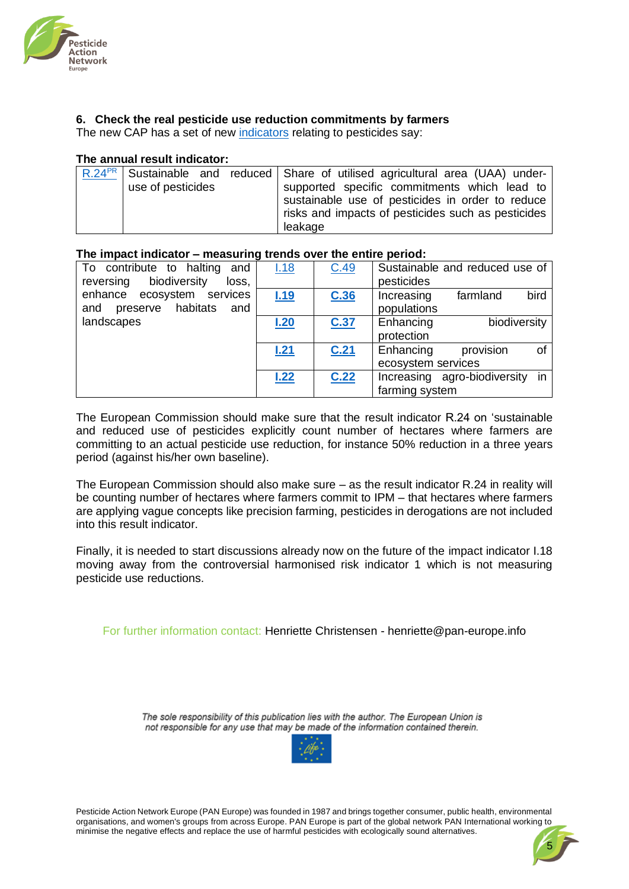## 6. Check the real pesticide use reduction commitments by farmers

The new CAP has a set of new indicators relating to pesticides say:

**The annual result indicator:**

| R.24[PR] | Sustainable and reduced use of pesticides | Share of utilised agricultural area (UAA) under-supported specific commitments which lead to sustainable use of pesticides in order to reduce risks and impacts of pesticides such as pesticides leakage |
|---|---|---|

**The impact indicator – measuring trends over the entire period:**

| To contribute to halting and reversing biodiversity loss, enhance ecosystem services and preserve habitats and landscapes | I.18 | C.49 | Sustainable and reduced use of pesticides |
|---|---|---|---|
| | **I.19** | **C.36** | Increasing farmland bird populations |
| | **I.20** | **C.37** | Enhancing biodiversity protection |
| | **I.21** | **C.21** | Enhancing provision of ecosystem services |
| | **I.22** | **C.22** | Increasing agro-biodiversity in farming system |

The European Commission should make sure that the result indicator R.24 on 'sustainable and reduced use of pesticides explicitly count number of hectares where farmers are committing to an actual pesticide use reduction, for instance 50% reduction in a three years period (against his/her own baseline).

The European Commission should also make sure – as the result indicator R.24 in reality will be counting number of hectares where farmers commit to IPM – that hectares where farmers are applying vague concepts like precision farming, pesticides in derogations are not included into this result indicator.

Finally, it is needed to start discussions already now on the future of the impact indicator I.18 moving away from the controversial harmonised risk indicator 1 which is not measuring pesticide use reductions.

For further information contact: Henriette Christensen - henriette@pan-europe.info

*The sole responsibility of this publication lies with the author. The European Union is not responsible for any use that may be made of the information contained therein.*

Pesticide Action Network Europe (PAN Europe) was founded in 1987 and brings together consumer, public health, environmental organisations, and women's groups from across Europe. PAN Europe is part of the global network PAN International working to minimise the negative effects and replace the use of harmful pesticides with ecologically sound alternatives.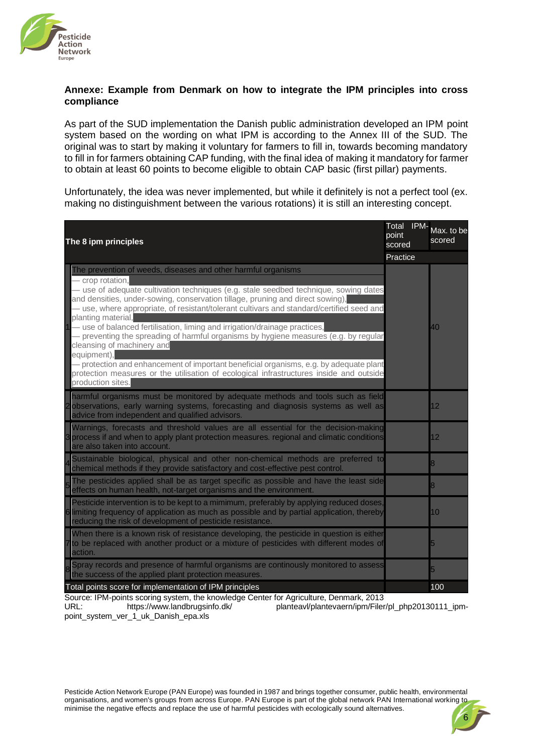**Annexe: Example from Denmark on how to integrate the IPM principles into cross compliance**

As part of the SUD implementation the Danish public administration developed an IPM point system based on the wording on what IPM is according to the Annex III of the SUD. The original was to start by making it voluntary for farmers to fill in, towards becoming mandatory to fill in for farmers obtaining CAP funding, with the final idea of making it mandatory for farmer to obtain at least 60 points to become eligible to obtain CAP basic (first pillar) payments.

Unfortunately, the idea was never implemented, but while it definitely is not a perfect tool (ex. making no distinguishment between the various rotations) it is still an interesting concept.

| The 8 ipm principles | | Total IPM-point scored<br>Practice | Max. to be scored |
|---|---|---|---|
| 1 | The prevention of weeds, diseases and other harmful organisms<br>— crop rotation,<br>— use of adequate cultivation techniques (e.g. stale seedbed technique, sowing dates and densities, under-sowing, conservation tillage, pruning and direct sowing),<br>— use, where appropriate, of resistant/tolerant cultivars and standard/certified seed and planting material,<br>— use of balanced fertilisation, liming and irrigation/drainage practices,<br>— preventing the spreading of harmful organisms by hygiene measures (e.g. by regular cleansing of machinery and equipment),<br>— protection and enhancement of important beneficial organisms, e.g. by adequate plant protection measures or the utilisation of ecological infrastructures inside and outside production sites. | | 40 |
| 2 | harmful organisms must be monitored by adequate methods and tools such as field observations, early warning systems, forecasting and diagnosis systems as well as advice from independent and qualified advisors. | | 12 |
| 3 | Warnings, forecasts and threshold values are all essential for the decision-making process if and when to apply plant protection measures. regional and climatic conditions are also taken into account. | | 12 |
| 4 | Sustainable biological, physical and other non-chemical methods are preferred to chemical methods if they provide satisfactory and cost-effective pest control. | | 8 |
| 5 | The pesticides applied shall be as target specific as possible and have the least side effects on human health, not-target organisms and the environment. | | 8 |
| 6 | Pesticide intervention is to be kept to a mimimum, preferably by applying reduced doses, limiting frequency of application as much as possible and by partial application, thereby reducing the risk of development of pesticide resistance. | | 10 |
| 7 | When there is a known risk of resistance developing, the pesticide in question is either to be replaced with another product or a mixture of pesticides with different modes of action. | | 5 |
| 8 | Spray records and presence of harmful organisms are continously monitored to assess the success of the applied plant protection measures. | | 5 |
| Total points score for implementation of IPM principles | | | 100 |

Source: IPM-points scoring system, the knowledge Center for Agriculture, Denmark, 2013
URL: https://www.landbrugsinfo.dk/ planteavl/plantevaern/ipm/Filer/pl_php20130111_ipm-point_system_ver_1_uk_Danish_epa.xls

Pesticide Action Network Europe (PAN Europe) was founded in 1987 and brings together consumer, public health, environmental organisations, and women's groups from across Europe. PAN Europe is part of the global network PAN International working to minimise the negative effects and replace the use of harmful pesticides with ecologically sound alternatives.